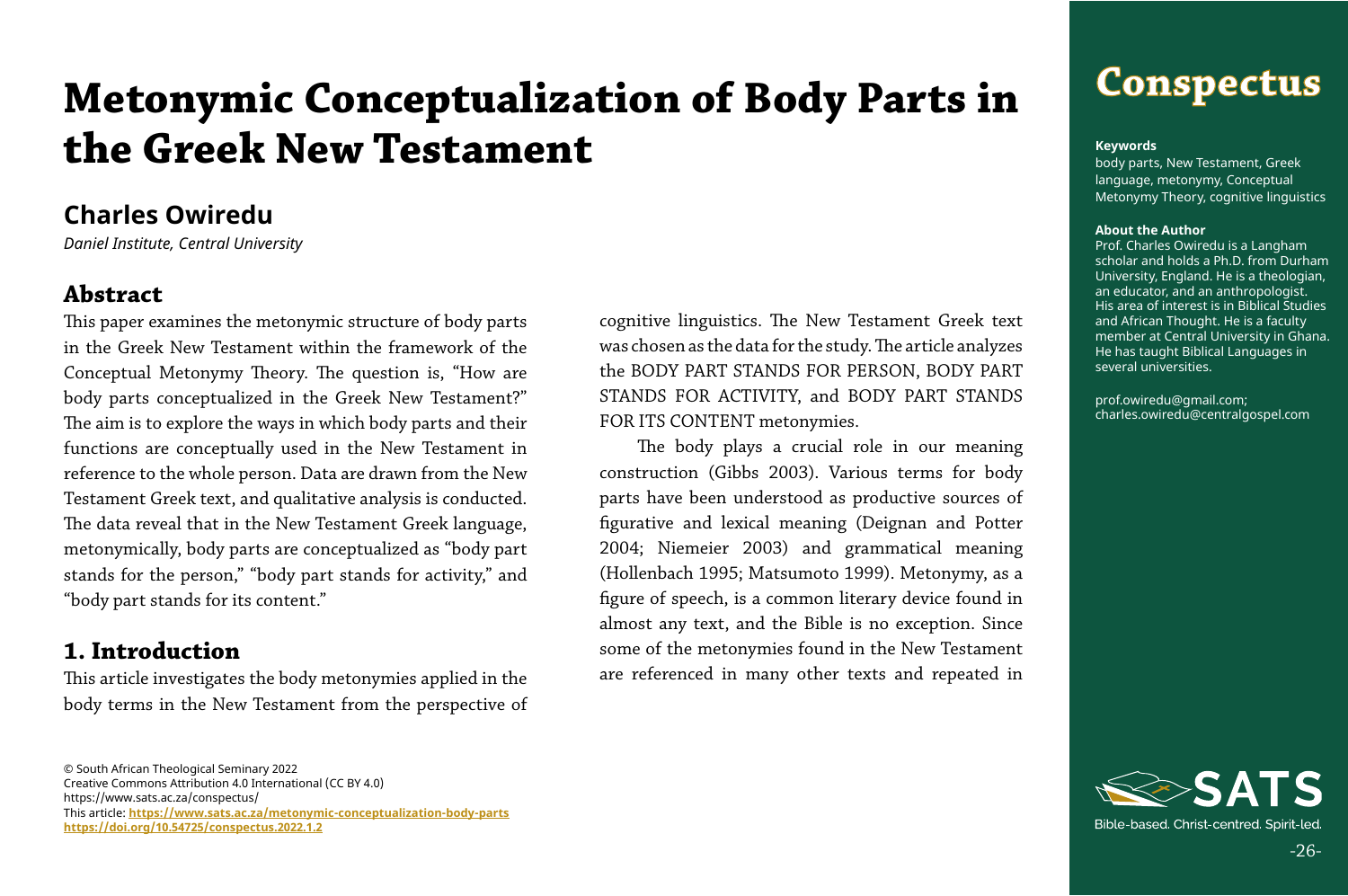# Metonymic Conceptualization of Body Parts in the Greek New Testament

## Charles Owiredu

*Daniel Institute, Central University*

## Abstract

This paper examines the metonymic structure of body parts in the Greek New Testament within the framework of the Conceptual Metonymy Theory. The question is, "How are body parts conceptualized in the Greek New Testament?" The aim is to explore the ways in which body parts and their functions are conceptually used in the New Testament in reference to the whole person. Data are drawn from the New Testament Greek text, and qualitative analysis is conducted. The data reveal that in the New Testament Greek language, metonymically, body parts are conceptualized as "body part stands for the person," "body part stands for activity," and "body part stands for its content."

## 1. Introduction

This article investigates the body metonymies applied in the body terms in the New Testament from the perspective of cognitive linguistics. The New Testament Greek text was chosen as the data for the study. The article analyzes the BODY PART STANDS FOR PERSON, BODY PART STANDS FOR ACTIVITY, and BODY PART STANDS FOR ITS CONTENT metonymies.

The body plays a crucial role in our meaning construction (Gibbs 2003). Various terms for body parts have been understood as productive sources of figurative and lexical meaning (Deignan and Potter 2004; Niemeier 2003) and grammatical meaning (Hollenbach 1995; Matsumoto 1999). Metonymy, as a figure of speech, is a common literary device found in almost any text, and the Bible is no exception. Since some of the metonymies found in the New Testament are referenced in many other texts and repeated in

© South African Theological Seminary 2022
Creative Commons Attribution 4.0 International (CC BY 4.0)
https://www.sats.ac.za/conspectus/
This article: **https://www.sats.ac.za/metonymic-conceptualization-body-parts**
**https://doi.org/10.54725/conspectus.2022.1.2**

**Keywords**
body parts, New Testament, Greek language, metonymy, Conceptual Metonymy Theory, cognitive linguistics

**About the Author**
Prof. Charles Owiredu is a Langham scholar and holds a Ph.D. from Durham University, England. He is a theologian, an educator, and an anthropologist. His area of interest is in Biblical Studies and African Thought. He is a faculty member at Central University in Ghana. He has taught Biblical Languages in several universities.

prof.owiredu@gmail.com;
charles.owiredu@centralgospel.com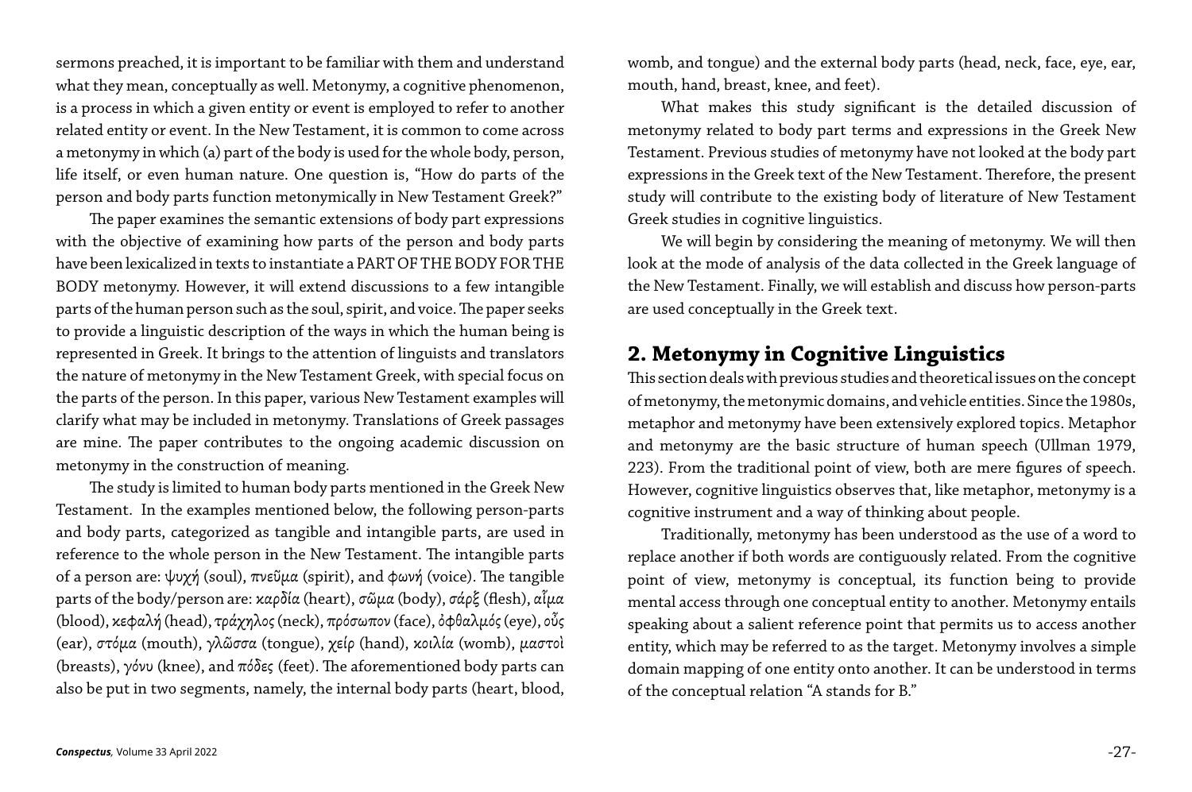sermons preached, it is important to be familiar with them and understand what they mean, conceptually as well. Metonymy, a cognitive phenomenon, is a process in which a given entity or event is employed to refer to another related entity or event. In the New Testament, it is common to come across a metonymy in which (a) part of the body is used for the whole body, person, life itself, or even human nature. One question is, "How do parts of the person and body parts function metonymically in New Testament Greek?"

The paper examines the semantic extensions of body part expressions with the objective of examining how parts of the person and body parts have been lexicalized in texts to instantiate a PART OF THE BODY FOR THE BODY metonymy. However, it will extend discussions to a few intangible parts of the human person such as the soul, spirit, and voice. The paper seeks to provide a linguistic description of the ways in which the human being is represented in Greek. It brings to the attention of linguists and translators the nature of metonymy in the New Testament Greek, with special focus on the parts of the person. In this paper, various New Testament examples will clarify what may be included in metonymy. Translations of Greek passages are mine. The paper contributes to the ongoing academic discussion on metonymy in the construction of meaning.

The study is limited to human body parts mentioned in the Greek New Testament. In the examples mentioned below, the following person-parts and body parts, categorized as tangible and intangible parts, are used in reference to the whole person in the New Testament. The intangible parts of a person are: ψυχή (soul), πνεῦμα (spirit), and φωνή (voice). The tangible parts of the body/person are: καρδία (heart), σῶμα (body), σάρξ (flesh), αἷμα (blood), κεφαλή (head), τράχηλος (neck), πρόσωπον (face), ὀφθαλμός (eye), οὖς (ear), στόμα (mouth), γλῶσσα (tongue), χείρ (hand), κοιλία (womb), μαστοὶ (breasts), γόνυ (knee), and πόδες (feet). The aforementioned body parts can also be put in two segments, namely, the internal body parts (heart, blood, womb, and tongue) and the external body parts (head, neck, face, eye, ear, mouth, hand, breast, knee, and feet).

What makes this study significant is the detailed discussion of metonymy related to body part terms and expressions in the Greek New Testament. Previous studies of metonymy have not looked at the body part expressions in the Greek text of the New Testament. Therefore, the present study will contribute to the existing body of literature of New Testament Greek studies in cognitive linguistics.

We will begin by considering the meaning of metonymy. We will then look at the mode of analysis of the data collected in the Greek language of the New Testament. Finally, we will establish and discuss how person-parts are used conceptually in the Greek text.

## 2. Metonymy in Cognitive Linguistics

This section deals with previous studies and theoretical issues on the concept of metonymy, the metonymic domains, and vehicle entities. Since the 1980s, metaphor and metonymy have been extensively explored topics. Metaphor and metonymy are the basic structure of human speech (Ullman 1979, 223). From the traditional point of view, both are mere figures of speech. However, cognitive linguistics observes that, like metaphor, metonymy is a cognitive instrument and a way of thinking about people.

Traditionally, metonymy has been understood as the use of a word to replace another if both words are contiguously related. From the cognitive point of view, metonymy is conceptual, its function being to provide mental access through one conceptual entity to another. Metonymy entails speaking about a salient reference point that permits us to access another entity, which may be referred to as the target. Metonymy involves a simple domain mapping of one entity onto another. It can be understood in terms of the conceptual relation "A stands for B."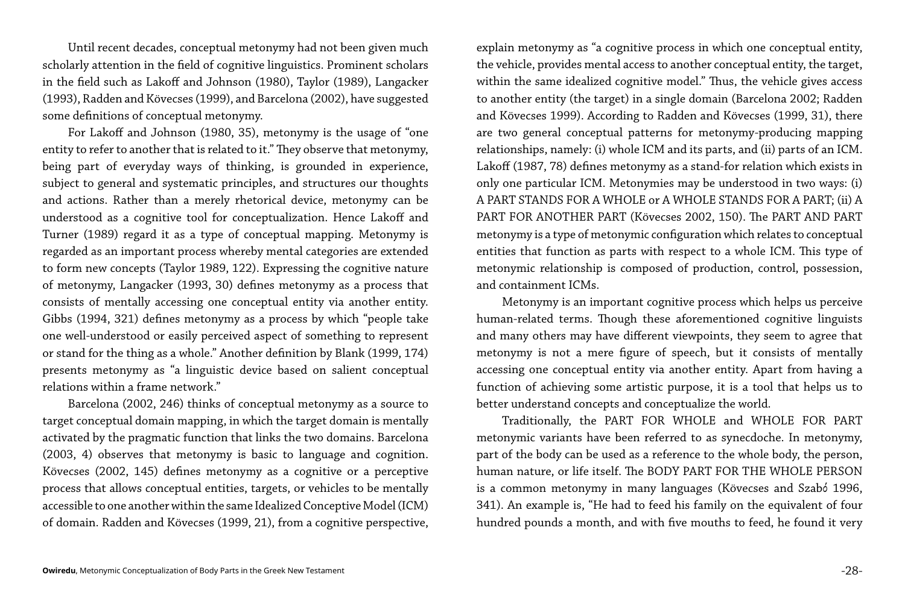Until recent decades, conceptual metonymy had not been given much scholarly attention in the field of cognitive linguistics. Prominent scholars in the field such as Lakoff and Johnson (1980), Taylor (1989), Langacker (1993), Radden and Kövecses (1999), and Barcelona (2002), have suggested some definitions of conceptual metonymy.

For Lakoff and Johnson (1980, 35), metonymy is the usage of "one entity to refer to another that is related to it." They observe that metonymy, being part of everyday ways of thinking, is grounded in experience, subject to general and systematic principles, and structures our thoughts and actions. Rather than a merely rhetorical device, metonymy can be understood as a cognitive tool for conceptualization. Hence Lakoff and Turner (1989) regard it as a type of conceptual mapping. Metonymy is regarded as an important process whereby mental categories are extended to form new concepts (Taylor 1989, 122). Expressing the cognitive nature of metonymy, Langacker (1993, 30) defines metonymy as a process that consists of mentally accessing one conceptual entity via another entity. Gibbs (1994, 321) defines metonymy as a process by which "people take one well-understood or easily perceived aspect of something to represent or stand for the thing as a whole." Another definition by Blank (1999, 174) presents metonymy as "a linguistic device based on salient conceptual relations within a frame network."

Barcelona (2002, 246) thinks of conceptual metonymy as a source to target conceptual domain mapping, in which the target domain is mentally activated by the pragmatic function that links the two domains. Barcelona (2003, 4) observes that metonymy is basic to language and cognition. Kövecses (2002, 145) defines metonymy as a cognitive or a perceptive process that allows conceptual entities, targets, or vehicles to be mentally accessible to one another within the same Idealized Conceptive Model (ICM) of domain. Radden and Kövecses (1999, 21), from a cognitive perspective, explain metonymy as "a cognitive process in which one conceptual entity, the vehicle, provides mental access to another conceptual entity, the target, within the same idealized cognitive model." Thus, the vehicle gives access to another entity (the target) in a single domain (Barcelona 2002; Radden and Kövecses 1999). According to Radden and Kövecses (1999, 31), there are two general conceptual patterns for metonymy-producing mapping relationships, namely: (i) whole ICM and its parts, and (ii) parts of an ICM. Lakoff (1987, 78) defines metonymy as a stand-for relation which exists in only one particular ICM. Metonymies may be understood in two ways: (i) A PART STANDS FOR A WHOLE or A WHOLE STANDS FOR A PART; (ii) A PART FOR ANOTHER PART (Kövecses 2002, 150). The PART AND PART metonymy is a type of metonymic configuration which relates to conceptual entities that function as parts with respect to a whole ICM. This type of metonymic relationship is composed of production, control, possession, and containment ICMs.

Metonymy is an important cognitive process which helps us perceive human-related terms. Though these aforementioned cognitive linguists and many others may have different viewpoints, they seem to agree that metonymy is not a mere figure of speech, but it consists of mentally accessing one conceptual entity via another entity. Apart from having a function of achieving some artistic purpose, it is a tool that helps us to better understand concepts and conceptualize the world.

Traditionally, the PART FOR WHOLE and WHOLE FOR PART metonymic variants have been referred to as synecdoche. In metonymy, part of the body can be used as a reference to the whole body, the person, human nature, or life itself. The BODY PART FOR THE WHOLE PERSON is a common metonymy in many languages (Kövecses and Szabó 1996, 341). An example is, "He had to feed his family on the equivalent of four hundred pounds a month, and with five mouths to feed, he found it very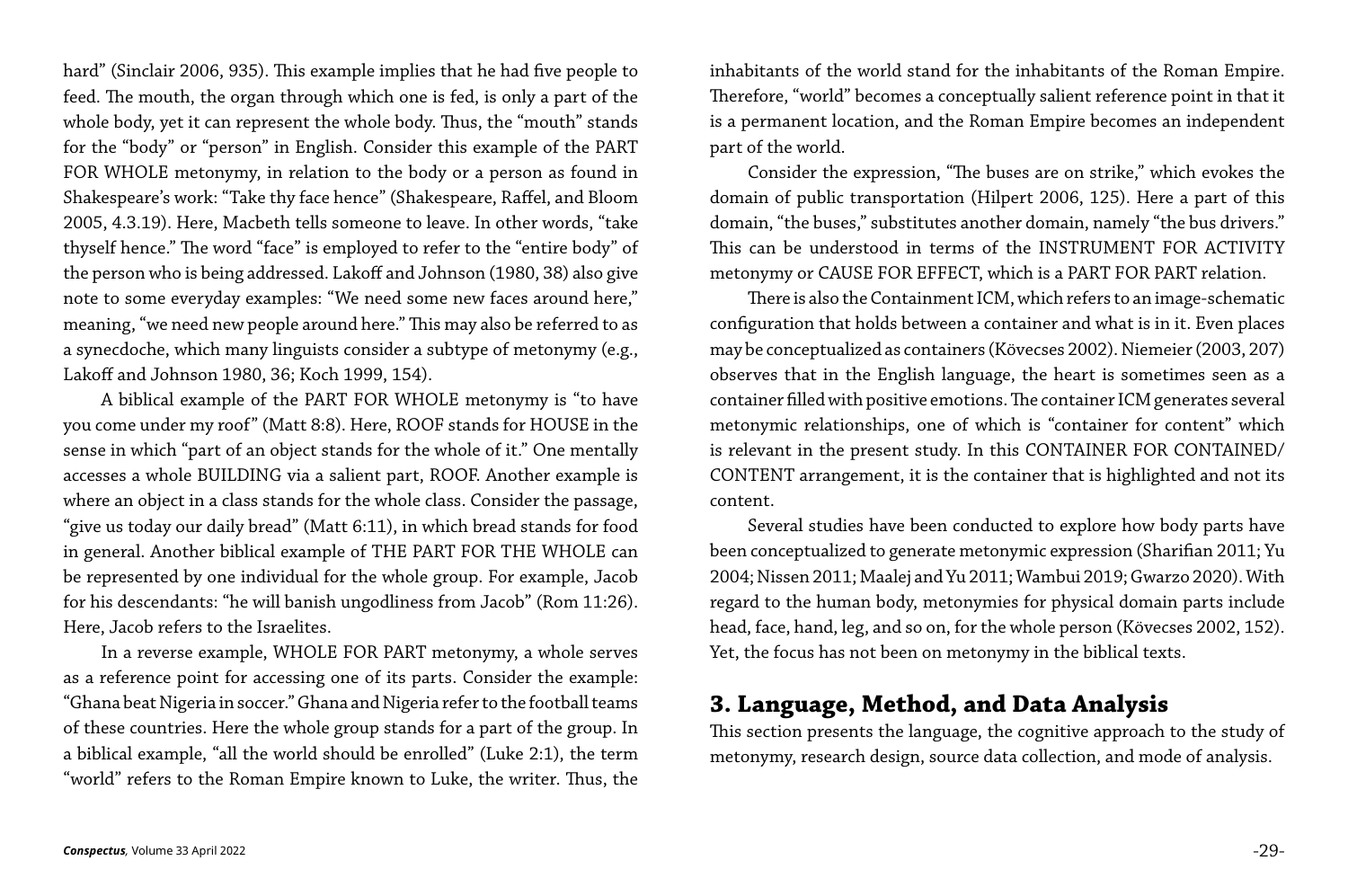hard" (Sinclair 2006, 935). This example implies that he had five people to feed. The mouth, the organ through which one is fed, is only a part of the whole body, yet it can represent the whole body. Thus, the "mouth" stands for the "body" or "person" in English. Consider this example of the PART FOR WHOLE metonymy, in relation to the body or a person as found in Shakespeare's work: "Take thy face hence" (Shakespeare, Raffel, and Bloom 2005, 4.3.19). Here, Macbeth tells someone to leave. In other words, "take thyself hence." The word "face" is employed to refer to the "entire body" of the person who is being addressed. Lakoff and Johnson (1980, 38) also give note to some everyday examples: "We need some new faces around here," meaning, "we need new people around here." This may also be referred to as a synecdoche, which many linguists consider a subtype of metonymy (e.g., Lakoff and Johnson 1980, 36; Koch 1999, 154).

A biblical example of the PART FOR WHOLE metonymy is "to have you come under my roof" (Matt 8:8). Here, ROOF stands for HOUSE in the sense in which "part of an object stands for the whole of it." One mentally accesses a whole BUILDING via a salient part, ROOF. Another example is where an object in a class stands for the whole class. Consider the passage, "give us today our daily bread" (Matt 6:11), in which bread stands for food in general. Another biblical example of THE PART FOR THE WHOLE can be represented by one individual for the whole group. For example, Jacob for his descendants: "he will banish ungodliness from Jacob" (Rom 11:26). Here, Jacob refers to the Israelites.

In a reverse example, WHOLE FOR PART metonymy, a whole serves as a reference point for accessing one of its parts. Consider the example: "Ghana beat Nigeria in soccer." Ghana and Nigeria refer to the football teams of these countries. Here the whole group stands for a part of the group. In a biblical example, "all the world should be enrolled" (Luke 2:1), the term "world" refers to the Roman Empire known to Luke, the writer. Thus, the inhabitants of the world stand for the inhabitants of the Roman Empire. Therefore, "world" becomes a conceptually salient reference point in that it is a permanent location, and the Roman Empire becomes an independent part of the world.

Consider the expression, "The buses are on strike," which evokes the domain of public transportation (Hilpert 2006, 125). Here a part of this domain, "the buses," substitutes another domain, namely "the bus drivers." This can be understood in terms of the INSTRUMENT FOR ACTIVITY metonymy or CAUSE FOR EFFECT, which is a PART FOR PART relation.

There is also the Containment ICM, which refers to an image-schematic configuration that holds between a container and what is in it. Even places may be conceptualized as containers (Kövecses 2002). Niemeier (2003, 207) observes that in the English language, the heart is sometimes seen as a container filled with positive emotions. The container ICM generates several metonymic relationships, one of which is "container for content" which is relevant in the present study. In this CONTAINER FOR CONTAINED/CONTENT arrangement, it is the container that is highlighted and not its content.

Several studies have been conducted to explore how body parts have been conceptualized to generate metonymic expression (Sharifian 2011; Yu 2004; Nissen 2011; Maalej and Yu 2011; Wambui 2019; Gwarzo 2020). With regard to the human body, metonymies for physical domain parts include head, face, hand, leg, and so on, for the whole person (Kövecses 2002, 152). Yet, the focus has not been on metonymy in the biblical texts.

## 3. Language, Method, and Data Analysis

This section presents the language, the cognitive approach to the study of metonymy, research design, source data collection, and mode of analysis.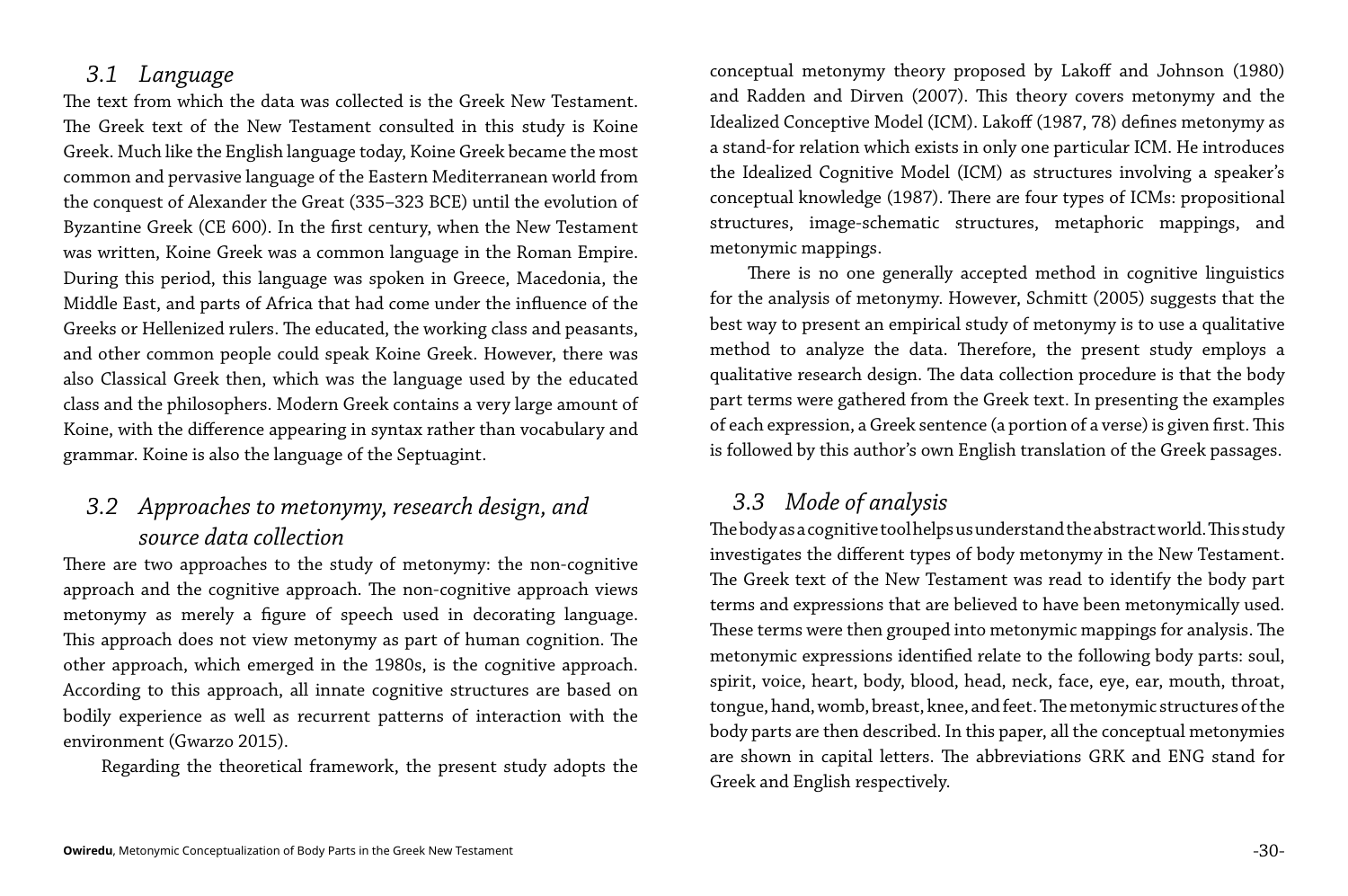### *3.1 Language*

The text from which the data was collected is the Greek New Testament. The Greek text of the New Testament consulted in this study is Koine Greek. Much like the English language today, Koine Greek became the most common and pervasive language of the Eastern Mediterranean world from the conquest of Alexander the Great (335–323 BCE) until the evolution of Byzantine Greek (CE 600). In the first century, when the New Testament was written, Koine Greek was a common language in the Roman Empire. During this period, this language was spoken in Greece, Macedonia, the Middle East, and parts of Africa that had come under the influence of the Greeks or Hellenized rulers. The educated, the working class and peasants, and other common people could speak Koine Greek. However, there was also Classical Greek then, which was the language used by the educated class and the philosophers. Modern Greek contains a very large amount of Koine, with the difference appearing in syntax rather than vocabulary and grammar. Koine is also the language of the Septuagint.

### *3.2 Approaches to metonymy, research design, and source data collection*

There are two approaches to the study of metonymy: the non-cognitive approach and the cognitive approach. The non-cognitive approach views metonymy as merely a figure of speech used in decorating language. This approach does not view metonymy as part of human cognition. The other approach, which emerged in the 1980s, is the cognitive approach. According to this approach, all innate cognitive structures are based on bodily experience as well as recurrent patterns of interaction with the environment (Gwarzo 2015).

Regarding the theoretical framework, the present study adopts the conceptual metonymy theory proposed by Lakoff and Johnson (1980) and Radden and Dirven (2007). This theory covers metonymy and the Idealized Conceptive Model (ICM). Lakoff (1987, 78) defines metonymy as a stand-for relation which exists in only one particular ICM. He introduces the Idealized Cognitive Model (ICM) as structures involving a speaker's conceptual knowledge (1987). There are four types of ICMs: propositional structures, image-schematic structures, metaphoric mappings, and metonymic mappings.

There is no one generally accepted method in cognitive linguistics for the analysis of metonymy. However, Schmitt (2005) suggests that the best way to present an empirical study of metonymy is to use a qualitative method to analyze the data. Therefore, the present study employs a qualitative research design. The data collection procedure is that the body part terms were gathered from the Greek text. In presenting the examples of each expression, a Greek sentence (a portion of a verse) is given first. This is followed by this author's own English translation of the Greek passages.

### *3.3 Mode of analysis*

The body as a cognitive tool helps us understand the abstract world. This study investigates the different types of body metonymy in the New Testament. The Greek text of the New Testament was read to identify the body part terms and expressions that are believed to have been metonymically used. These terms were then grouped into metonymic mappings for analysis. The metonymic expressions identified relate to the following body parts: soul, spirit, voice, heart, body, blood, head, neck, face, eye, ear, mouth, throat, tongue, hand, womb, breast, knee, and feet. The metonymic structures of the body parts are then described. In this paper, all the conceptual metonymies are shown in capital letters. The abbreviations GRK and ENG stand for Greek and English respectively.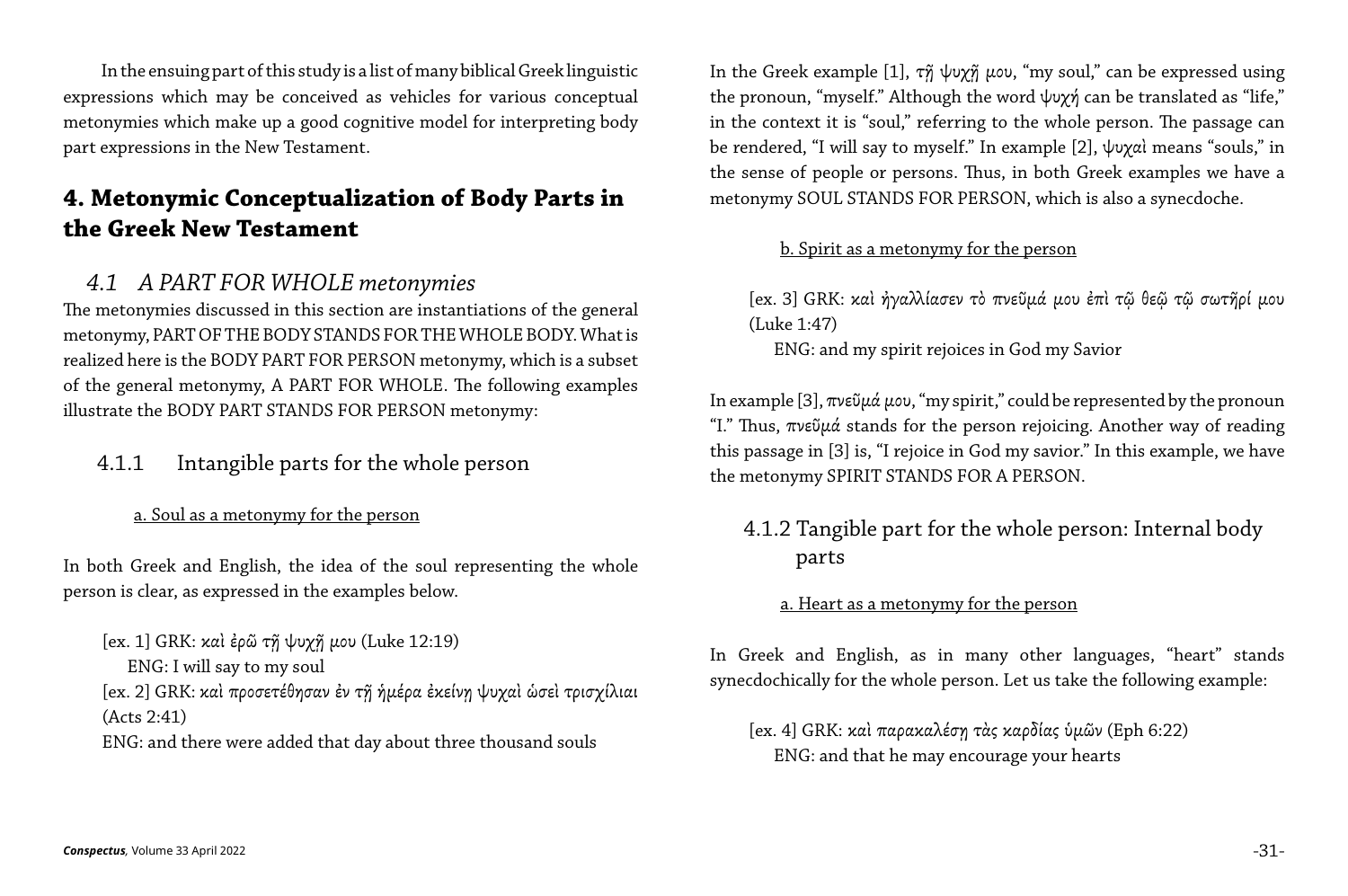In the ensuing part of this study is a list of many biblical Greek linguistic expressions which may be conceived as vehicles for various conceptual metonymies which make up a good cognitive model for interpreting body part expressions in the New Testament.

## 4. Metonymic Conceptualization of Body Parts in the Greek New Testament

### *4.1 A PART FOR WHOLE metonymies*

The metonymies discussed in this section are instantiations of the general metonymy, PART OF THE BODY STANDS FOR THE WHOLE BODY. What is realized here is the BODY PART FOR PERSON metonymy, which is a subset of the general metonymy, A PART FOR WHOLE. The following examples illustrate the BODY PART STANDS FOR PERSON metonymy:

#### 4.1.1 Intangible parts for the whole person

a. Soul as a metonymy for the person

In both Greek and English, the idea of the soul representing the whole person is clear, as expressed in the examples below.

[ex. 1] GRK: *καὶ ἐρῶ τῇ ψυχῇ μου* (Luke 12:19)
ENG: I will say to my soul
[ex. 2] GRK: *καὶ προσετέθησαν ἐν τῇ ἡμέρα ἐκείνῃ ψυχαὶ ὡσεὶ τρισχίλιαι* (Acts 2:41)
ENG: and there were added that day about three thousand souls

In the Greek example [1], *τῇ ψυχῇ μου*, "my soul," can be expressed using the pronoun, "myself." Although the word *ψυχή* can be translated as "life," in the context it is "soul," referring to the whole person. The passage can be rendered, "I will say to myself." In example [2], *ψυχαὶ* means "souls," in the sense of people or persons. Thus, in both Greek examples we have a metonymy SOUL STANDS FOR PERSON, which is also a synecdoche.

b. Spirit as a metonymy for the person

[ex. 3] GRK: *καὶ ἠγαλλίασεν τὸ πνεῦμά μου ἐπὶ τῷ θεῷ τῷ σωτῆρί μου* (Luke 1:47)
ENG: and my spirit rejoices in God my Savior

In example [3], *πνεῦμά μου*, "my spirit," could be represented by the pronoun "I." Thus, *πνεῦμά* stands for the person rejoicing. Another way of reading this passage in [3] is, "I rejoice in God my savior." In this example, we have the metonymy SPIRIT STANDS FOR A PERSON.

#### 4.1.2 Tangible part for the whole person: Internal body parts

a. Heart as a metonymy for the person

In Greek and English, as in many other languages, "heart" stands synecdochically for the whole person. Let us take the following example:

[ex. 4] GRK: *καὶ παρακαλέσῃ τὰς καρδίας ὑμῶν* (Eph 6:22)
ENG: and that he may encourage your hearts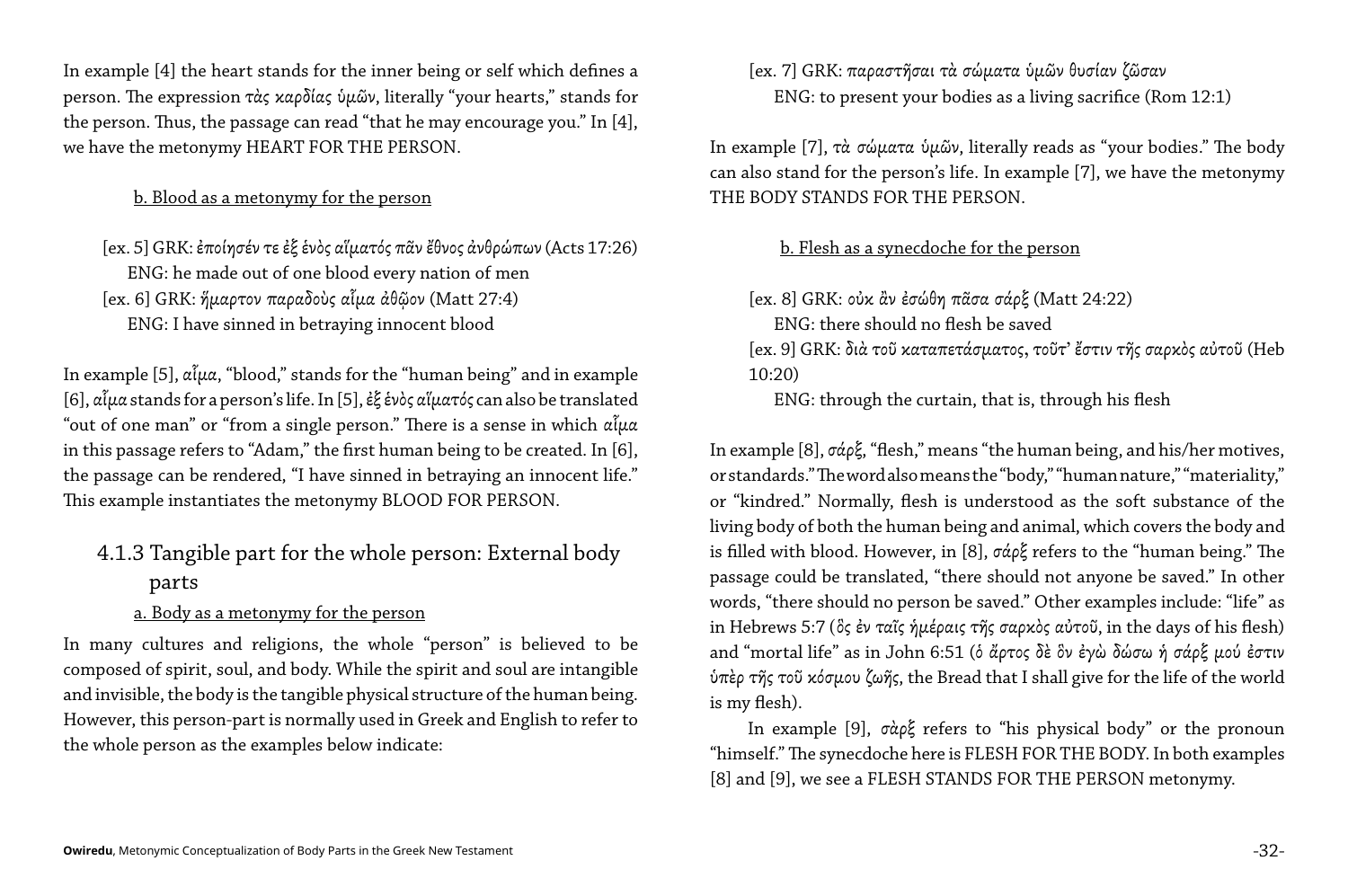In example [4] the heart stands for the inner being or self which defines a person. The expression τὰς καρδίας ὑμῶν, literally "your hearts," stands for the person. Thus, the passage can read "that he may encourage you." In [4], we have the metonymy HEART FOR THE PERSON.

b. Blood as a metonymy for the person

[ex. 5] GRK: ἐποίησέν τε ἐξ ἑνὸς αἵματός πᾶν ἔθνος ἀνθρώπων (Acts 17:26)
ENG: he made out of one blood every nation of men

[ex. 6] GRK: ἥμαρτον παραδοὺς αἷμα ἀθῷον (Matt 27:4)
ENG: I have sinned in betraying innocent blood

In example [5], αἷμα, "blood," stands for the "human being" and in example [6], αἷμα stands for a person's life. In [5], ἐξ ἑνὸς αἵματός can also be translated "out of one man" or "from a single person." There is a sense in which αἷμα in this passage refers to "Adam," the first human being to be created. In [6], the passage can be rendered, "I have sinned in betraying an innocent life." This example instantiates the metonymy BLOOD FOR PERSON.

### 4.1.3 Tangible part for the whole person: External body parts

a. Body as a metonymy for the person

In many cultures and religions, the whole "person" is believed to be composed of spirit, soul, and body. While the spirit and soul are intangible and invisible, the body is the tangible physical structure of the human being. However, this person-part is normally used in Greek and English to refer to the whole person as the examples below indicate:

[ex. 7] GRK: παραστῆσαι τὰ σώματα ὑμῶν θυσίαν ζῶσαν
ENG: to present your bodies as a living sacrifice (Rom 12:1)

In example [7], τὰ σώματα ὑμῶν, literally reads as "your bodies." The body can also stand for the person's life. In example [7], we have the metonymy THE BODY STANDS FOR THE PERSON.

b. Flesh as a synecdoche for the person

[ex. 8] GRK: οὐκ ἂν ἐσώθη πᾶσα σάρξ (Matt 24:22)
ENG: there should no flesh be saved

[ex. 9] GRK: διὰ τοῦ καταπετάσματος, τοῦτ' ἔστιν τῆς σαρκὸς αὐτοῦ (Heb 10:20)
ENG: through the curtain, that is, through his flesh

In example [8], σάρξ, "flesh," means "the human being, and his/her motives, or standards." The word also means the "body," "human nature," "materiality," or "kindred." Normally, flesh is understood as the soft substance of the living body of both the human being and animal, which covers the body and is filled with blood. However, in [8], σάρξ refers to the "human being." The passage could be translated, "there should not anyone be saved." In other words, "there should no person be saved." Other examples include: "life" as in Hebrews 5:7 (ὃς ἐν ταῖς ἡμέραις τῆς σαρκὸς αὐτοῦ, in the days of his flesh) and "mortal life" as in John 6:51 (ὁ ἄρτος δὲ ὃν ἐγὼ δώσω ἡ σάρξ μού ἐστιν ὑπὲρ τῆς τοῦ κόσμου ζωῆς, the Bread that I shall give for the life of the world is my flesh).

In example [9], σὰρξ refers to "his physical body" or the pronoun "himself." The synecdoche here is FLESH FOR THE BODY. In both examples [8] and [9], we see a FLESH STANDS FOR THE PERSON metonymy.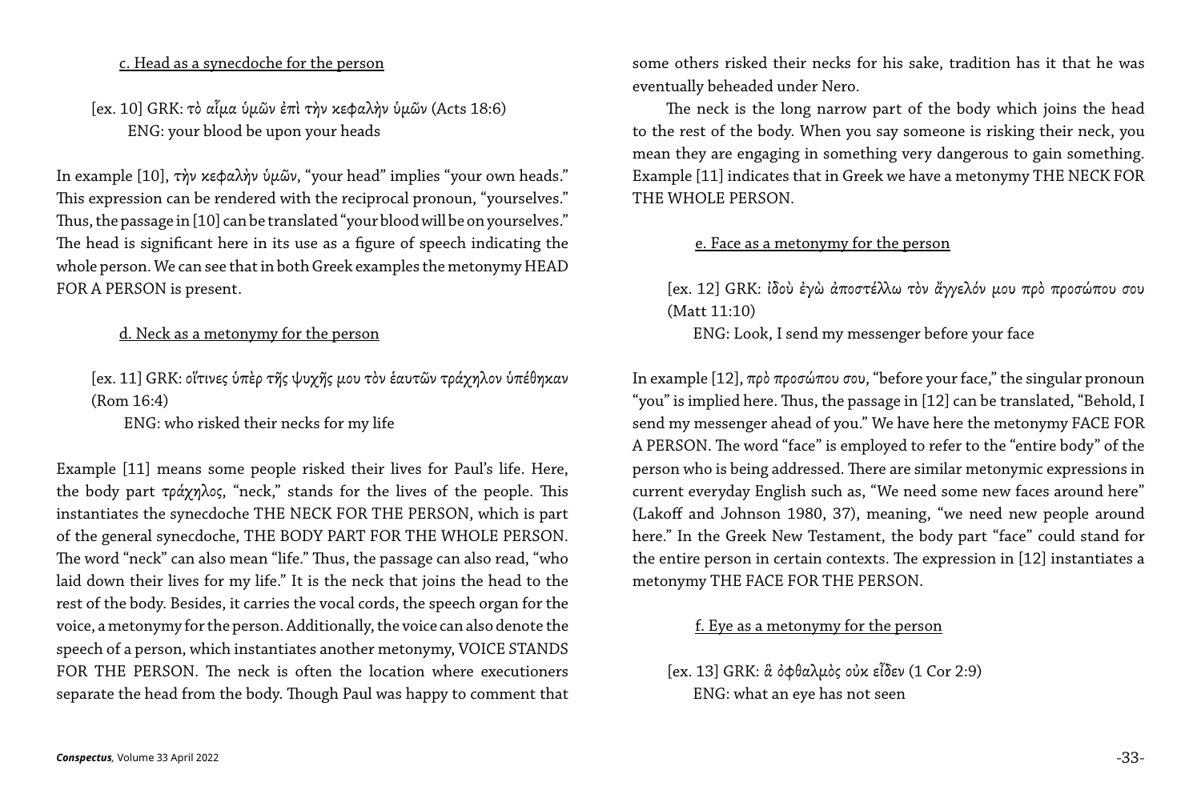c. Head as a synecdoche for the person

[ex. 10] GRK: τὸ αἷμα ὑμῶν ἐπὶ τὴν κεφαλὴν ὑμῶν (Acts 18:6)
ENG: your blood be upon your heads

In example [10], τὴν κεφαλὴν ὑμῶν, "your head" implies "your own heads." This expression can be rendered with the reciprocal pronoun, "yourselves." Thus, the passage in [10] can be translated "your blood will be on yourselves." The head is significant here in its use as a figure of speech indicating the whole person. We can see that in both Greek examples the metonymy HEAD FOR A PERSON is present.

d. Neck as a metonymy for the person

[ex. 11] GRK: οἵτινες ὑπὲρ τῆς ψυχῆς μου τὸν ἑαυτῶν τράχηλον ὑπέθηκαν (Rom 16:4)
ENG: who risked their necks for my life

Example [11] means some people risked their lives for Paul's life. Here, the body part τράχηλος, "neck," stands for the lives of the people. This instantiates the synecdoche THE NECK FOR THE PERSON, which is part of the general synecdoche, THE BODY PART FOR THE WHOLE PERSON. The word "neck" can also mean "life." Thus, the passage can also read, "who laid down their lives for my life." It is the neck that joins the head to the rest of the body. Besides, it carries the vocal cords, the speech organ for the voice, a metonymy for the person. Additionally, the voice can also denote the speech of a person, which instantiates another metonymy, VOICE STANDS FOR THE PERSON. The neck is often the location where executioners separate the head from the body. Though Paul was happy to comment that some others risked their necks for his sake, tradition has it that he was eventually beheaded under Nero.

The neck is the long narrow part of the body which joins the head to the rest of the body. When you say someone is risking their neck, you mean they are engaging in something very dangerous to gain something. Example [11] indicates that in Greek we have a metonymy THE NECK FOR THE WHOLE PERSON.

e. Face as a metonymy for the person

[ex. 12] GRK: ἰδοὺ ἐγὼ ἀποστέλλω τὸν ἄγγελόν μου πρὸ προσώπου σου (Matt 11:10)
ENG: Look, I send my messenger before your face

In example [12], πρὸ προσώπου σου, "before your face," the singular pronoun "you" is implied here. Thus, the passage in [12] can be translated, "Behold, I send my messenger ahead of you." We have here the metonymy FACE FOR A PERSON. The word "face" is employed to refer to the "entire body" of the person who is being addressed. There are similar metonymic expressions in current everyday English such as, "We need some new faces around here" (Lakoff and Johnson 1980, 37), meaning, "we need new people around here." In the Greek New Testament, the body part "face" could stand for the entire person in certain contexts. The expression in [12] instantiates a metonymy THE FACE FOR THE PERSON.

f. Eye as a metonymy for the person

[ex. 13] GRK: ἃ ὀφθαλμὸς οὐκ εἶδεν (1 Cor 2:9)
ENG: what an eye has not seen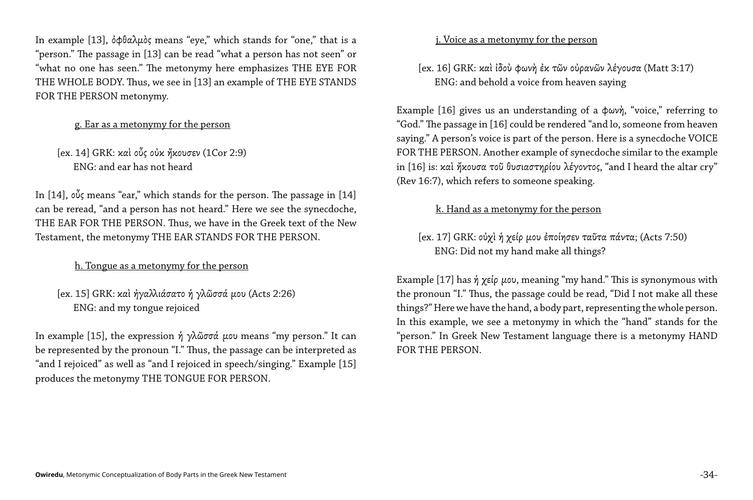In example [13], ὀφθαλμὸς means "eye," which stands for "one," that is a "person." The passage in [13] can be read "what a person has not seen" or "what no one has seen." The metonymy here emphasizes THE EYE FOR THE WHOLE BODY. Thus, we see in [13] an example of THE EYE STANDS FOR THE PERSON metonymy.

g. Ear as a metonymy for the person

> [ex. 14] GRK: καὶ οὖς οὐκ ἤκουσεν (1Cor 2:9)
> ENG: and ear has not heard

In [14], οὖς means "ear," which stands for the person. The passage in [14] can be reread, "and a person has not heard." Here we see the synecdoche, THE EAR FOR THE PERSON. Thus, we have in the Greek text of the New Testament, the metonymy THE EAR STANDS FOR THE PERSON.

h. Tongue as a metonymy for the person

> [ex. 15] GRK: καὶ ἠγαλλιάσατο ἡ γλῶσσά μου (Acts 2:26)
> ENG: and my tongue rejoiced

In example [15], the expression ἡ γλῶσσά μου means "my person." It can be represented by the pronoun "I." Thus, the passage can be interpreted as "and I rejoiced" as well as "and I rejoiced in speech/singing." Example [15] produces the metonymy THE TONGUE FOR PERSON.

j. Voice as a metonymy for the person

> [ex. 16] GRK: καὶ ἰδοὺ φωνὴ ἐκ τῶν οὐρανῶν λέγουσα (Matt 3:17)
> ENG: and behold a voice from heaven saying

Example [16] gives us an understanding of a φωνὴ, "voice," referring to "God." The passage in [16] could be rendered "and lo, someone from heaven saying." A person's voice is part of the person. Here is a synecdoche VOICE FOR THE PERSON. Another example of synecdoche similar to the example in [16] is: καὶ ἤκουσα τοῦ θυσιαστηρίου λέγοντος, "and I heard the altar cry" (Rev 16:7), which refers to someone speaking.

k. Hand as a metonymy for the person

> [ex. 17] GRK: οὐχὶ ἡ χείρ μου ἐποίησεν ταῦτα πάντα; (Acts 7:50)
> ENG: Did not my hand make all things?

Example [17] has ἡ χείρ μου, meaning "my hand." This is synonymous with the pronoun "I." Thus, the passage could be read, "Did I not make all these things?" Here we have the hand, a body part, representing the whole person. In this example, we see a metonymy in which the "hand" stands for the "person." In Greek New Testament language there is a metonymy HAND FOR THE PERSON.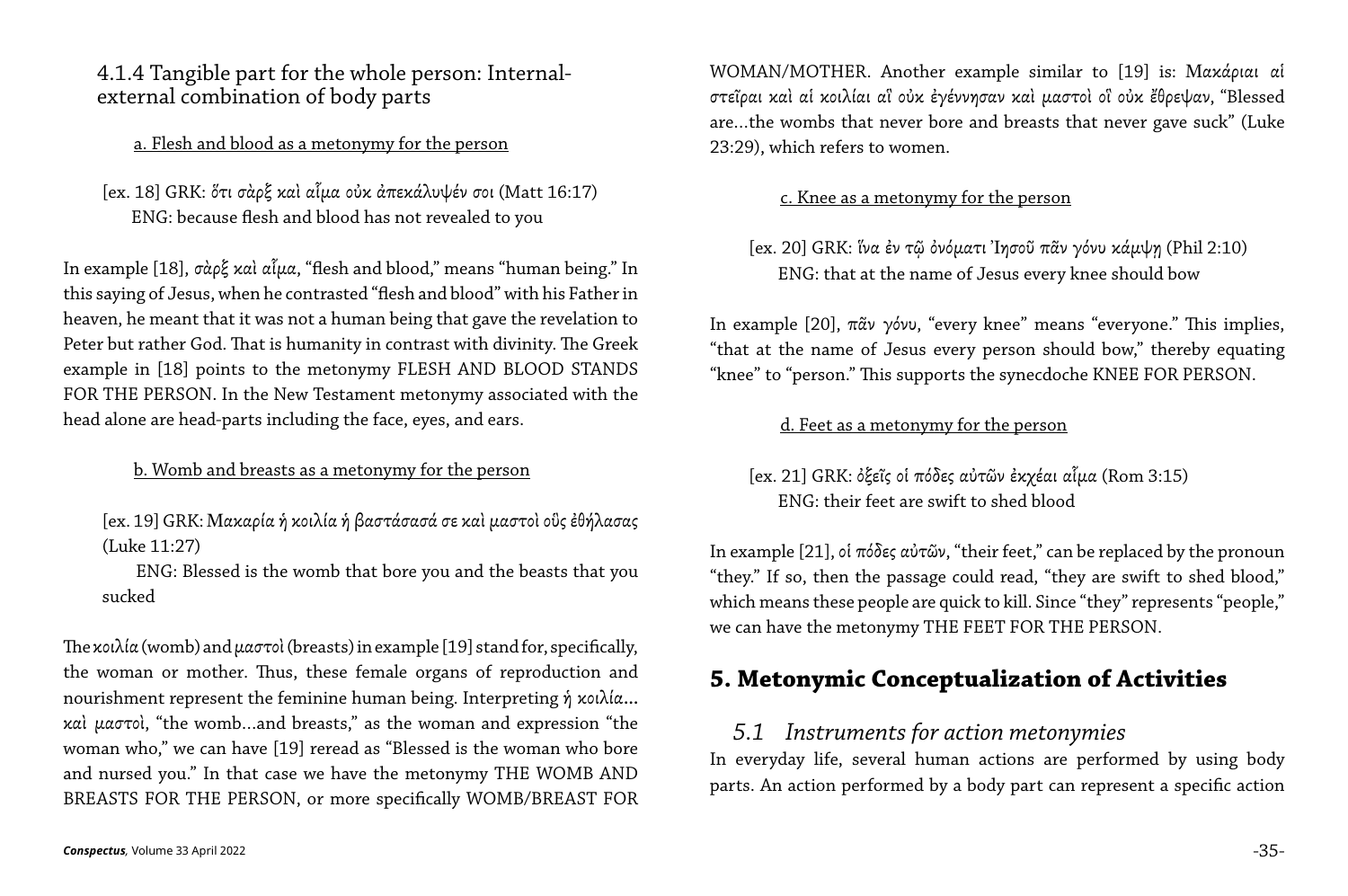### 4.1.4 Tangible part for the whole person: Internal-external combination of body parts

a. Flesh and blood as a metonymy for the person

[ex. 18] GRK: ὅτι σὰρξ καὶ αἷμα οὐκ ἀπεκάλυψέν σοι (Matt 16:17)
ENG: because flesh and blood has not revealed to you

In example [18], *σὰρξ καὶ αἷμα*, "flesh and blood," means "human being." In this saying of Jesus, when he contrasted "flesh and blood" with his Father in heaven, he meant that it was not a human being that gave the revelation to Peter but rather God. That is humanity in contrast with divinity. The Greek example in [18] points to the metonymy FLESH AND BLOOD STANDS FOR THE PERSON. In the New Testament metonymy associated with the head alone are head-parts including the face, eyes, and ears.

b. Womb and breasts as a metonymy for the person

[ex. 19] GRK: Μακαρία ἡ κοιλία ἡ βαστάσασά σε καὶ μαστοὶ οὓς ἐθήλασας (Luke 11:27)
ENG: Blessed is the womb that bore you and the beasts that you sucked

The *κοιλία* (womb) and *μαστοὶ* (breasts) in example [19] stand for, specifically, the woman or mother. Thus, these female organs of reproduction and nourishment represent the feminine human being. Interpreting *ἡ κοιλία… καὶ μαστοὶ*, "the womb…and breasts," as the woman and expression "the woman who," we can have [19] reread as "Blessed is the woman who bore and nursed you." In that case we have the metonymy THE WOMB AND BREASTS FOR THE PERSON, or more specifically WOMB/BREAST FOR WOMAN/MOTHER. Another example similar to [19] is: *Μακάριαι αἱ στεῖραι καὶ αἱ κοιλίαι αἳ οὐκ ἐγέννησαν καὶ μαστοὶ οἳ οὐκ ἔθρεψαν*, "Blessed are…the wombs that never bore and breasts that never gave suck" (Luke 23:29), which refers to women.

c. Knee as a metonymy for the person

[ex. 20] GRK: ἵνα ἐν τῷ ὀνόματι Ἰησοῦ πᾶν γόνυ κάμψῃ (Phil 2:10)
ENG: that at the name of Jesus every knee should bow

In example [20], *πᾶν γόνυ*, "every knee" means "everyone." This implies, "that at the name of Jesus every person should bow," thereby equating "knee" to "person." This supports the synecdoche KNEE FOR PERSON.

d. Feet as a metonymy for the person

[ex. 21] GRK: ὀξεῖς οἱ πόδες αὐτῶν ἐκχέαι αἷμα (Rom 3:15)
ENG: their feet are swift to shed blood

In example [21], *οἱ πόδες αὐτῶν*, "their feet," can be replaced by the pronoun "they." If so, then the passage could read, "they are swift to shed blood," which means these people are quick to kill. Since "they" represents "people," we can have the metonymy THE FEET FOR THE PERSON.

## 5. Metonymic Conceptualization of Activities

### *5.1 Instruments for action metonymies*

In everyday life, several human actions are performed by using body parts. An action performed by a body part can represent a specific action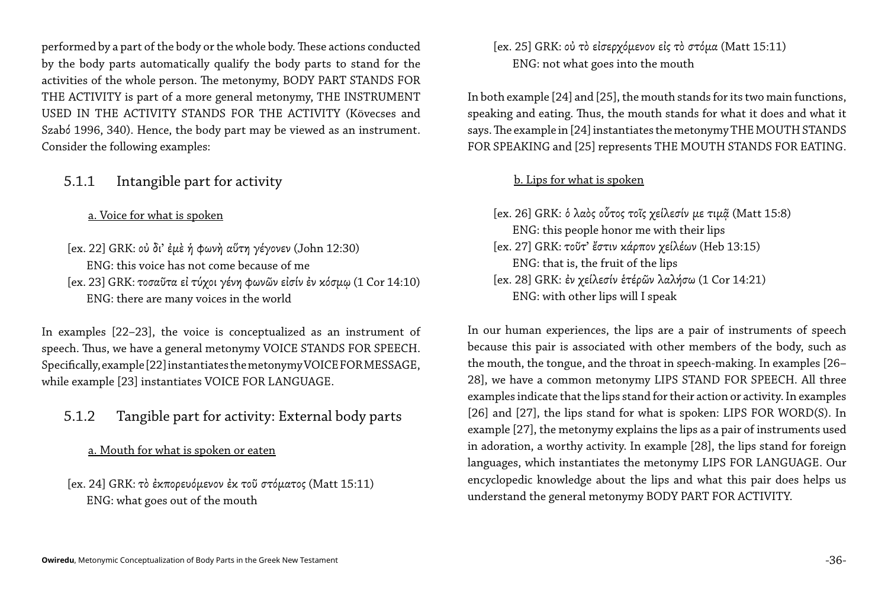performed by a part of the body or the whole body. These actions conducted by the body parts automatically qualify the body parts to stand for the activities of the whole person. The metonymy, BODY PART STANDS FOR THE ACTIVITY is part of a more general metonymy, THE INSTRUMENT USED IN THE ACTIVITY STANDS FOR THE ACTIVITY (Kövecses and Szabó 1996, 340). Hence, the body part may be viewed as an instrument. Consider the following examples:

### 5.1.1 Intangible part for activity

a. Voice for what is spoken

[ex. 22] GRK: *οὐ δι᾽ ἐμὲ ἡ φωνὴ αὕτη γέγονεν* (John 12:30)
ENG: this voice has not come because of me

[ex. 23] GRK: *τοσαῦτα εἰ τύχοι γένη φωνῶν εἰσὶν ἐν κόσμῳ* (1 Cor 14:10)
ENG: there are many voices in the world

In examples [22–23], the voice is conceptualized as an instrument of speech. Thus, we have a general metonymy VOICE STANDS FOR SPEECH. Specifically, example [22] instantiates the metonymy VOICE FOR MESSAGE, while example [23] instantiates VOICE FOR LANGUAGE.

### 5.1.2 Tangible part for activity: External body parts

a. Mouth for what is spoken or eaten

[ex. 24] GRK: *τὸ ἐκπορευόμενον ἐκ τοῦ στόματος* (Matt 15:11)
ENG: what goes out of the mouth

[ex. 25] GRK: *οὐ τὸ εἰσερχόμενον εἰς τὸ στόμα* (Matt 15:11)
ENG: not what goes into the mouth

In both example [24] and [25], the mouth stands for its two main functions, speaking and eating. Thus, the mouth stands for what it does and what it says. The example in [24] instantiates the metonymy THE MOUTH STANDS FOR SPEAKING and [25] represents THE MOUTH STANDS FOR EATING.

b. Lips for what is spoken

[ex. 26] GRK: *ὁ λαὸς οὗτος τοῖς χείλεσίν με τιμᾷ* (Matt 15:8)
ENG: this people honor me with their lips

[ex. 27] GRK: *τοῦτ᾽ ἔστιν καρπὸν χειλέων* (Heb 13:15)
ENG: that is, the fruit of the lips

[ex. 28] GRK: *ἐν χείλεσίν ἑτέρων λαλήσω* (1 Cor 14:21)
ENG: with other lips will I speak

In our human experiences, the lips are a pair of instruments of speech because this pair is associated with other members of the body, such as the mouth, the tongue, and the throat in speech-making. In examples [26–28], we have a common metonymy LIPS STAND FOR SPEECH. All three examples indicate that the lips stand for their action or activity. In examples [26] and [27], the lips stand for what is spoken: LIPS FOR WORD(S). In example [27], the metonymy explains the lips as a pair of instruments used in adoration, a worthy activity. In example [28], the lips stand for foreign languages, which instantiates the metonymy LIPS FOR LANGUAGE. Our encyclopedic knowledge about the lips and what this pair does helps us understand the general metonymy BODY PART FOR ACTIVITY.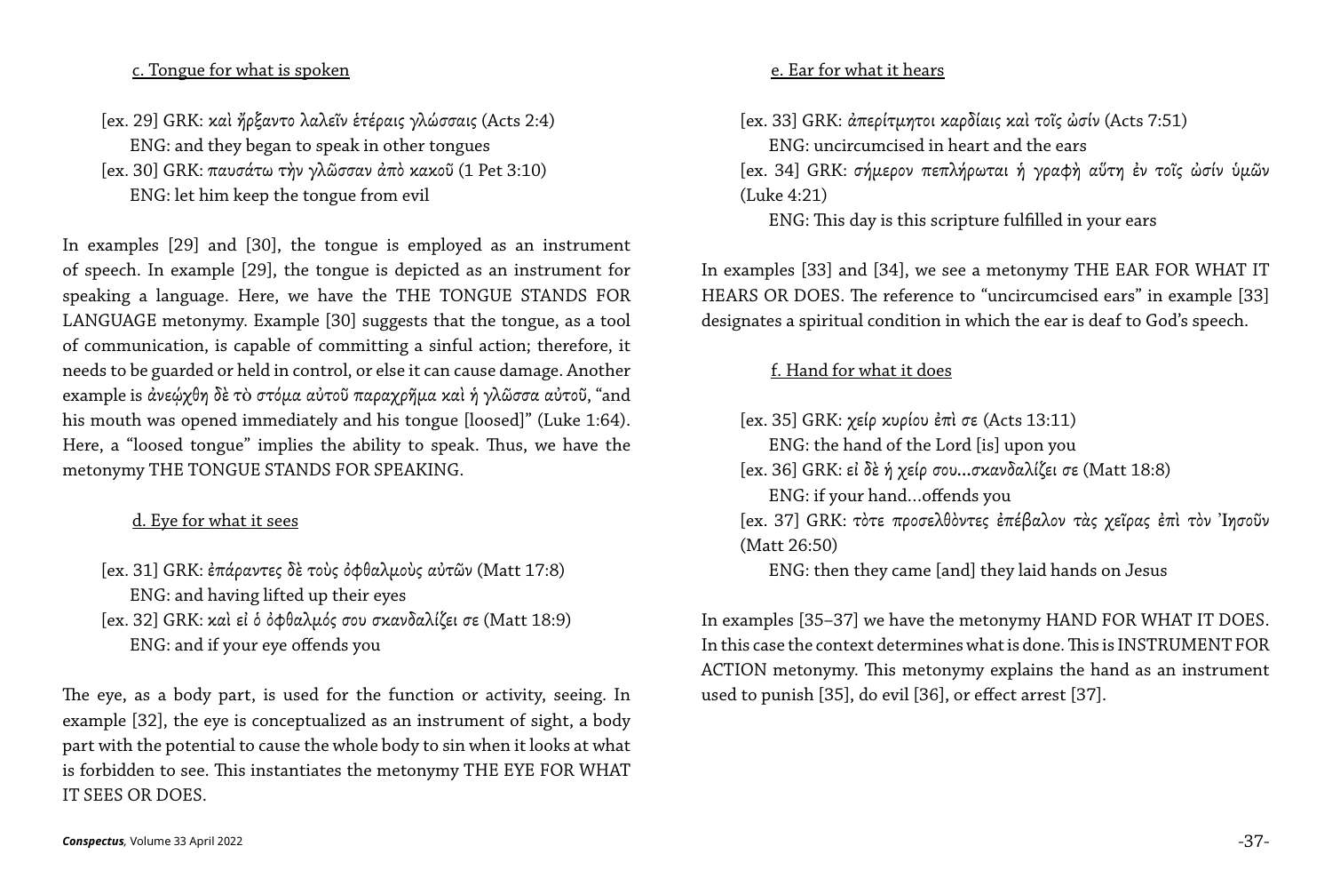c. Tongue for what is spoken

[ex. 29] GRK: καὶ ἤρξαντο λαλεῖν ἑτέραις γλώσσαις (Acts 2:4)
ENG: and they began to speak in other tongues

[ex. 30] GRK: παυσάτω τὴν γλῶσσαν ἀπὸ κακοῦ (1 Pet 3:10)
ENG: let him keep the tongue from evil

In examples [29] and [30], the tongue is employed as an instrument of speech. In example [29], the tongue is depicted as an instrument for speaking a language. Here, we have the THE TONGUE STANDS FOR LANGUAGE metonymy. Example [30] suggests that the tongue, as a tool of communication, is capable of committing a sinful action; therefore, it needs to be guarded or held in control, or else it can cause damage. Another example is ἀνεῴχθη δὲ τὸ στόμα αὐτοῦ παραχρῆμα καὶ ἡ γλῶσσα αὐτοῦ, "and his mouth was opened immediately and his tongue [loosed]" (Luke 1:64). Here, a "loosed tongue" implies the ability to speak. Thus, we have the metonymy THE TONGUE STANDS FOR SPEAKING.

d. Eye for what it sees

[ex. 31] GRK: ἐπάραντες δὲ τοὺς ὀφθαλμοὺς αὐτῶν (Matt 17:8)
ENG: and having lifted up their eyes

[ex. 32] GRK: καὶ εἰ ὁ ὀφθαλμός σου σκανδαλίζει σε (Matt 18:9)
ENG: and if your eye offends you

The eye, as a body part, is used for the function or activity, seeing. In example [32], the eye is conceptualized as an instrument of sight, a body part with the potential to cause the whole body to sin when it looks at what is forbidden to see. This instantiates the metonymy THE EYE FOR WHAT IT SEES OR DOES.

e. Ear for what it hears

[ex. 33] GRK: ἀπερίτμητοι καρδίαις καὶ τοῖς ὠσίν (Acts 7:51)
ENG: uncircumcised in heart and the ears

[ex. 34] GRK: σήμερον πεπλήρωται ἡ γραφὴ αὕτη ἐν τοῖς ὠσίν ὑμῶν (Luke 4:21)
ENG: This day is this scripture fulfilled in your ears

In examples [33] and [34], we see a metonymy THE EAR FOR WHAT IT HEARS OR DOES. The reference to "uncircumcised ears" in example [33] designates a spiritual condition in which the ear is deaf to God's speech.

f. Hand for what it does

[ex. 35] GRK: χείρ κυρίου ἐπὶ σε (Acts 13:11)
ENG: the hand of the Lord [is] upon you

[ex. 36] GRK: εἰ δὲ ἡ χείρ σου...σκανδαλίζει σε (Matt 18:8)
ENG: if your hand...offends you

[ex. 37] GRK: τὸτε προσελθὸντες ἐπέβαλον τὰς χεῖρας ἐπὶ τὸν Ἰησοῦν (Matt 26:50)
ENG: then they came [and] they laid hands on Jesus

In examples [35–37] we have the metonymy HAND FOR WHAT IT DOES. In this case the context determines what is done. This is INSTRUMENT FOR ACTION metonymy. This metonymy explains the hand as an instrument used to punish [35], do evil [36], or effect arrest [37].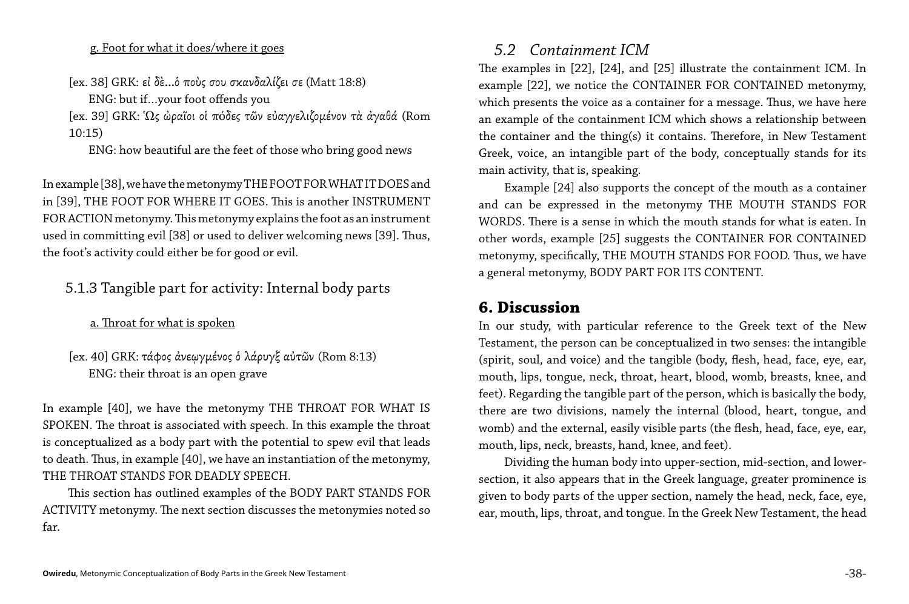g. Foot for what it does/where it goes

[ex. 38] GRK: εἰ δὲ...ὁ πούς σου σκανδαλίζει σε (Matt 18:8)
ENG: but if...your foot offends you

[ex. 39] GRK: Ὡς ὡραῖοι οἱ πόδες τῶν εὐαγγελιζομένων τὰ ἀγαθά (Rom 10:15)
ENG: how beautiful are the feet of those who bring good news

In example [38], we have the metonymy THE FOOT FOR WHAT IT DOES and in [39], THE FOOT FOR WHERE IT GOES. This is another INSTRUMENT FOR ACTION metonymy. This metonymy explains the foot as an instrument used in committing evil [38] or used to deliver welcoming news [39]. Thus, the foot's activity could either be for good or evil.

### 5.1.3 Tangible part for activity: Internal body parts

a. Throat for what is spoken

[ex. 40] GRK: τάφος ἀνεῳγμένος ὁ λάρυγξ αὐτῶν (Rom 8:13)
ENG: their throat is an open grave

In example [40], we have the metonymy THE THROAT FOR WHAT IS SPOKEN. The throat is associated with speech. In this example the throat is conceptualized as a body part with the potential to spew evil that leads to death. Thus, in example [40], we have an instantiation of the metonymy, THE THROAT STANDS FOR DEADLY SPEECH.

This section has outlined examples of the BODY PART STANDS FOR ACTIVITY metonymy. The next section discusses the metonymies noted so far.

## *5.2 Containment ICM*

The examples in [22], [24], and [25] illustrate the containment ICM. In example [22], we notice the CONTAINER FOR CONTAINED metonymy, which presents the voice as a container for a message. Thus, we have here an example of the containment ICM which shows a relationship between the container and the thing(s) it contains. Therefore, in New Testament Greek, voice, an intangible part of the body, conceptually stands for its main activity, that is, speaking.

Example [24] also supports the concept of the mouth as a container and can be expressed in the metonymy THE MOUTH STANDS FOR WORDS. There is a sense in which the mouth stands for what is eaten. In other words, example [25] suggests the CONTAINER FOR CONTAINED metonymy, specifically, THE MOUTH STANDS FOR FOOD. Thus, we have a general metonymy, BODY PART FOR ITS CONTENT.

## **6. Discussion**

In our study, with particular reference to the Greek text of the New Testament, the person can be conceptualized in two senses: the intangible (spirit, soul, and voice) and the tangible (body, flesh, head, face, eye, ear, mouth, lips, tongue, neck, throat, heart, blood, womb, breasts, knee, and feet). Regarding the tangible part of the person, which is basically the body, there are two divisions, namely the internal (blood, heart, tongue, and womb) and the external, easily visible parts (the flesh, head, face, eye, ear, mouth, lips, neck, breasts, hand, knee, and feet).

Dividing the human body into upper-section, mid-section, and lower-section, it also appears that in the Greek language, greater prominence is given to body parts of the upper section, namely the head, neck, face, eye, ear, mouth, lips, throat, and tongue. In the Greek New Testament, the head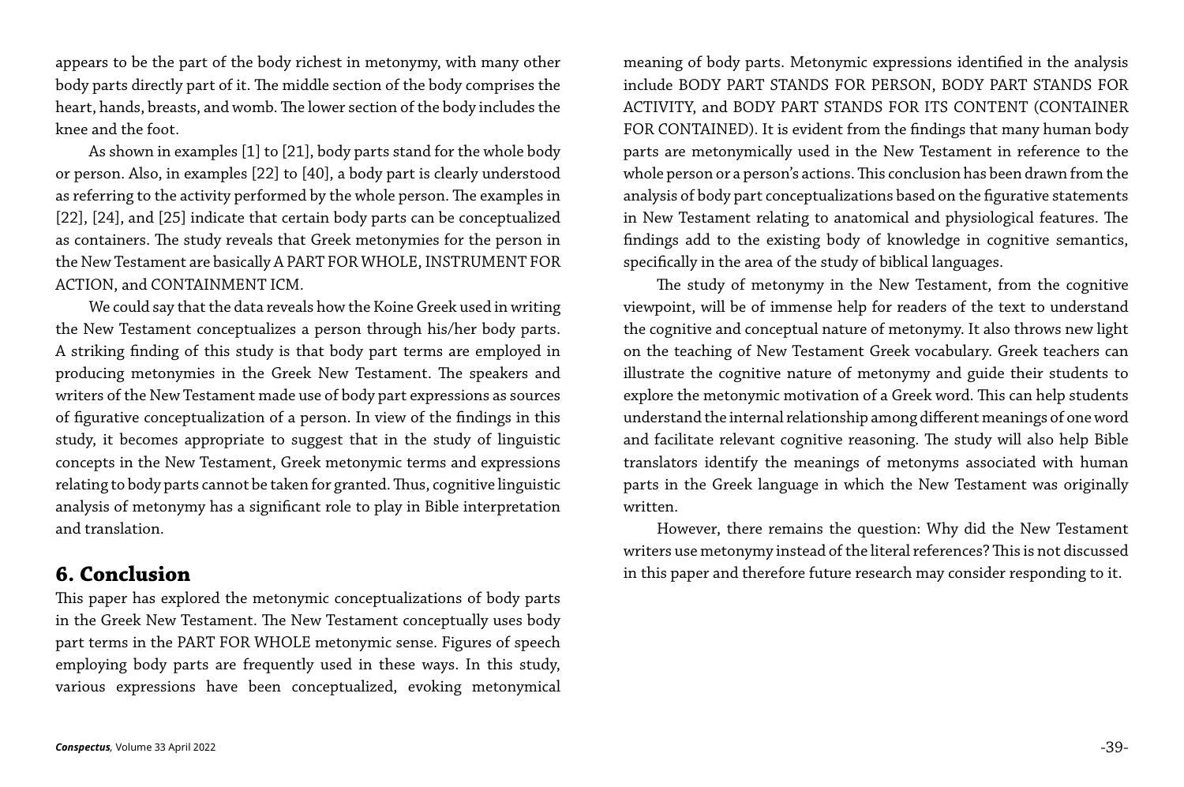appears to be the part of the body richest in metonymy, with many other body parts directly part of it. The middle section of the body comprises the heart, hands, breasts, and womb. The lower section of the body includes the knee and the foot.

As shown in examples [1] to [21], body parts stand for the whole body or person. Also, in examples [22] to [40], a body part is clearly understood as referring to the activity performed by the whole person. The examples in [22], [24], and [25] indicate that certain body parts can be conceptualized as containers. The study reveals that Greek metonymies for the person in the New Testament are basically A PART FOR WHOLE, INSTRUMENT FOR ACTION, and CONTAINMENT ICM.

We could say that the data reveals how the Koine Greek used in writing the New Testament conceptualizes a person through his/her body parts. A striking finding of this study is that body part terms are employed in producing metonymies in the Greek New Testament. The speakers and writers of the New Testament made use of body part expressions as sources of figurative conceptualization of a person. In view of the findings in this study, it becomes appropriate to suggest that in the study of linguistic concepts in the New Testament, Greek metonymic terms and expressions relating to body parts cannot be taken for granted. Thus, cognitive linguistic analysis of metonymy has a significant role to play in Bible interpretation and translation.

## 6. Conclusion

This paper has explored the metonymic conceptualizations of body parts in the Greek New Testament. The New Testament conceptually uses body part terms in the PART FOR WHOLE metonymic sense. Figures of speech employing body parts are frequently used in these ways. In this study, various expressions have been conceptualized, evoking metonymical meaning of body parts. Metonymic expressions identified in the analysis include BODY PART STANDS FOR PERSON, BODY PART STANDS FOR ACTIVITY, and BODY PART STANDS FOR ITS CONTENT (CONTAINER FOR CONTAINED). It is evident from the findings that many human body parts are metonymically used in the New Testament in reference to the whole person or a person's actions. This conclusion has been drawn from the analysis of body part conceptualizations based on the figurative statements in New Testament relating to anatomical and physiological features. The findings add to the existing body of knowledge in cognitive semantics, specifically in the area of the study of biblical languages.

The study of metonymy in the New Testament, from the cognitive viewpoint, will be of immense help for readers of the text to understand the cognitive and conceptual nature of metonymy. It also throws new light on the teaching of New Testament Greek vocabulary. Greek teachers can illustrate the cognitive nature of metonymy and guide their students to explore the metonymic motivation of a Greek word. This can help students understand the internal relationship among different meanings of one word and facilitate relevant cognitive reasoning. The study will also help Bible translators identify the meanings of metonyms associated with human parts in the Greek language in which the New Testament was originally written.

However, there remains the question: Why did the New Testament writers use metonymy instead of the literal references? This is not discussed in this paper and therefore future research may consider responding to it.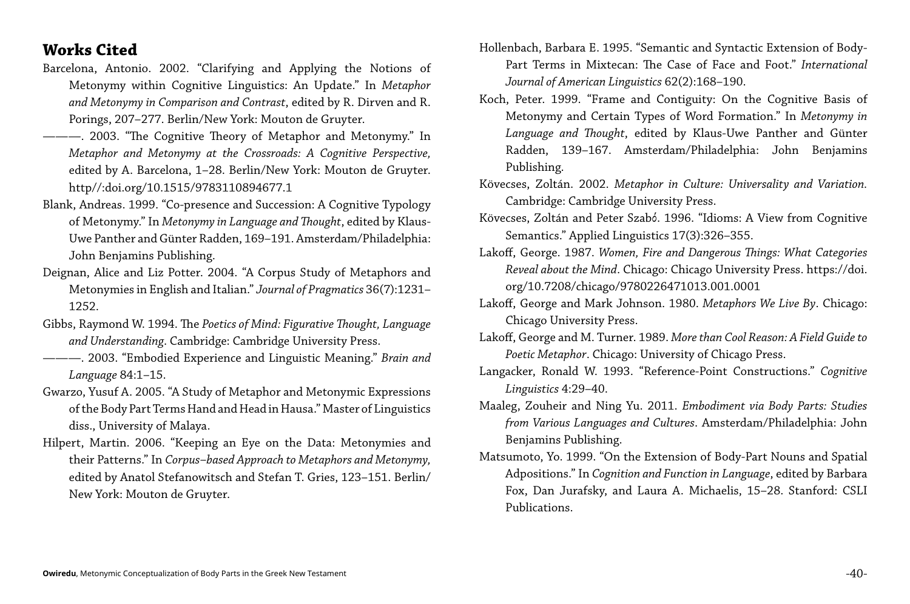## Works Cited

Barcelona, Antonio. 2002. "Clarifying and Applying the Notions of Metonymy within Cognitive Linguistics: An Update." In *Metaphor and Metonymy in Comparison and Contrast*, edited by R. Dirven and R. Porings, 207–277. Berlin/New York: Mouton de Gruyter.

———. 2003. "The Cognitive Theory of Metaphor and Metonymy." In *Metaphor and Metonymy at the Crossroads: A Cognitive Perspective,* edited by A. Barcelona, 1–28. Berlin/New York: Mouton de Gruyter. http//:doi.org/10.1515/9783110894677.1

Blank, Andreas. 1999. "Co-presence and Succession: A Cognitive Typology of Metonymy." In *Metonymy in Language and Thought*, edited by Klaus-Uwe Panther and Günter Radden, 169–191. Amsterdam/Philadelphia: John Benjamins Publishing.

Deignan, Alice and Liz Potter. 2004. "A Corpus Study of Metaphors and Metonymies in English and Italian." *Journal of Pragmatics* 36(7):1231–1252.

Gibbs, Raymond W. 1994. The *Poetics of Mind: Figurative Thought, Language and Understanding*. Cambridge: Cambridge University Press.

———. 2003. "Embodied Experience and Linguistic Meaning." *Brain and Language* 84:1–15.

Gwarzo, Yusuf A. 2005. "A Study of Metaphor and Metonymic Expressions of the Body Part Terms Hand and Head in Hausa." Master of Linguistics diss., University of Malaya.

Hilpert, Martin. 2006. "Keeping an Eye on the Data: Metonymies and their Patterns." In *Corpus–based Approach to Metaphors and Metonymy,* edited by Anatol Stefanowitsch and Stefan T. Gries, 123–151. Berlin/New York: Mouton de Gruyter.

Hollenbach, Barbara E. 1995. "Semantic and Syntactic Extension of Body-Part Terms in Mixtecan: The Case of Face and Foot." *International Journal of American Linguistics* 62(2):168–190.

Koch, Peter. 1999. "Frame and Contiguity: On the Cognitive Basis of Metonymy and Certain Types of Word Formation." In *Metonymy in Language and Thought*, edited by Klaus-Uwe Panther and Günter Radden, 139–167. Amsterdam/Philadelphia: John Benjamins Publishing.

Kövecses, Zoltán. 2002. *Metaphor in Culture: Universality and Variation*. Cambridge: Cambridge University Press.

Kövecses, Zoltán and Peter Szabó. 1996. "Idioms: A View from Cognitive Semantics." Applied Linguistics 17(3):326–355.

Lakoff, George. 1987. *Women, Fire and Dangerous Things: What Categories Reveal about the Mind*. Chicago: Chicago University Press. https://doi.org/10.7208/chicago/9780226471013.001.0001

Lakoff, George and Mark Johnson. 1980. *Metaphors We Live By*. Chicago: Chicago University Press.

Lakoff, George and M. Turner. 1989. *More than Cool Reason: A Field Guide to Poetic Metaphor*. Chicago: University of Chicago Press.

Langacker, Ronald W. 1993. "Reference-Point Constructions." *Cognitive Linguistics* 4:29–40.

Maaleg, Zouheir and Ning Yu. 2011. *Embodiment via Body Parts: Studies from Various Languages and Cultures*. Amsterdam/Philadelphia: John Benjamins Publishing.

Matsumoto, Yo. 1999. "On the Extension of Body-Part Nouns and Spatial Adpositions." In *Cognition and Function in Language*, edited by Barbara Fox, Dan Jurafsky, and Laura A. Michaelis, 15–28. Stanford: CSLI Publications.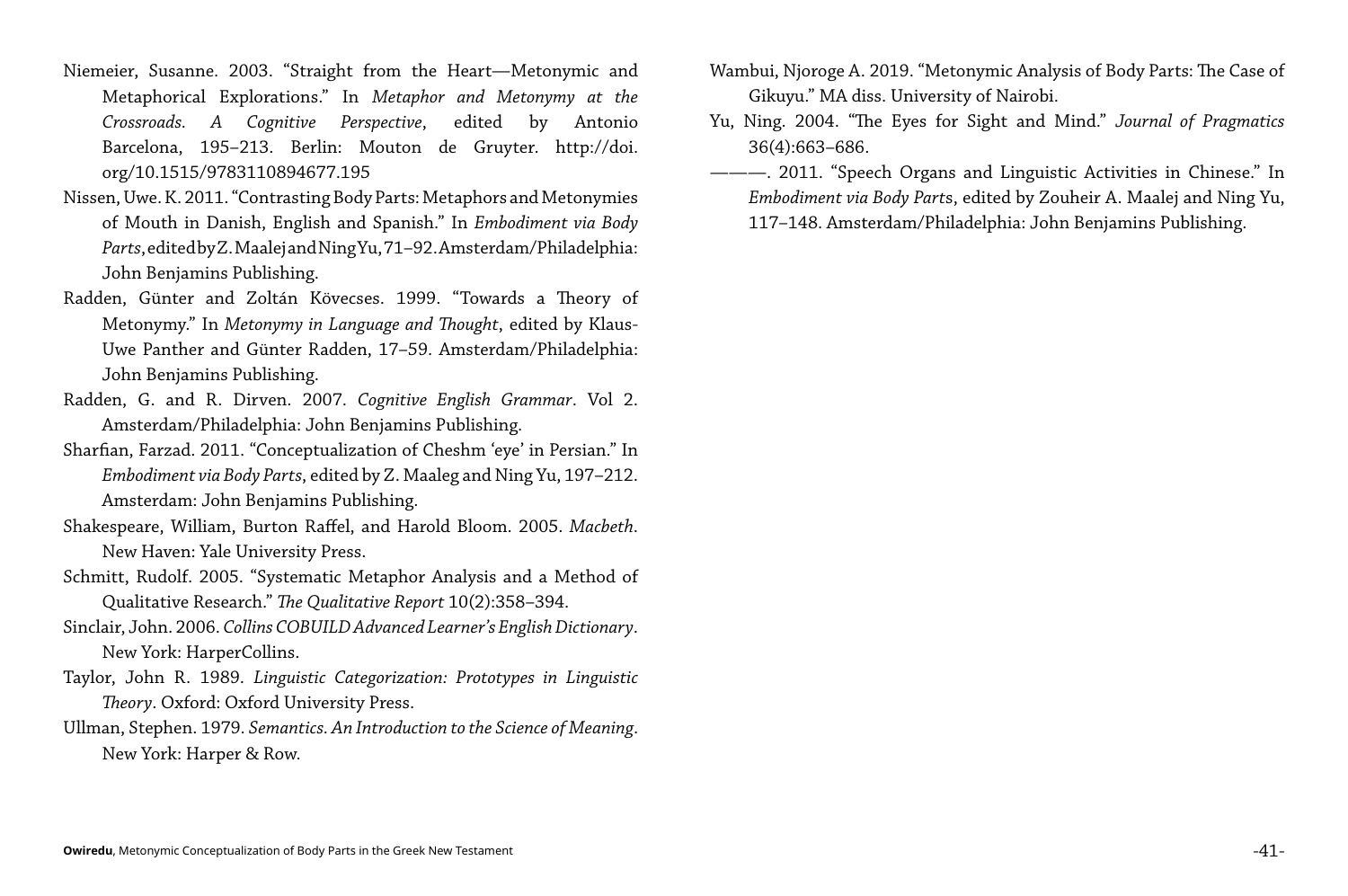Niemeier, Susanne. 2003. "Straight from the Heart—Metonymic and Metaphorical Explorations." In *Metaphor and Metonymy at the Crossroads. A Cognitive Perspective*, edited by Antonio Barcelona, 195–213. Berlin: Mouton de Gruyter. http://doi.org/10.1515/9783110894677.195

Nissen, Uwe. K. 2011. "Contrasting Body Parts: Metaphors and Metonymies of Mouth in Danish, English and Spanish." In *Embodiment via Body Parts*, edited by Z. Maalej and Ning Yu, 71–92. Amsterdam/Philadelphia: John Benjamins Publishing.

Radden, Günter and Zoltán Kövecses. 1999. "Towards a Theory of Metonymy." In *Metonymy in Language and Thought*, edited by Klaus-Uwe Panther and Günter Radden, 17–59. Amsterdam/Philadelphia: John Benjamins Publishing.

Radden, G. and R. Dirven. 2007. *Cognitive English Grammar*. Vol 2. Amsterdam/Philadelphia: John Benjamins Publishing.

Sharfian, Farzad. 2011. "Conceptualization of Cheshm 'eye' in Persian." In *Embodiment via Body Parts*, edited by Z. Maaleg and Ning Yu, 197–212. Amsterdam: John Benjamins Publishing.

Shakespeare, William, Burton Raffel, and Harold Bloom. 2005. *Macbeth*. New Haven: Yale University Press.

Schmitt, Rudolf. 2005. "Systematic Metaphor Analysis and a Method of Qualitative Research." *The Qualitative Report* 10(2):358–394.

Sinclair, John. 2006. *Collins COBUILD Advanced Learner's English Dictionary*. New York: HarperCollins.

Taylor, John R. 1989. *Linguistic Categorization: Prototypes in Linguistic Theory*. Oxford: Oxford University Press.

Ullman, Stephen. 1979. *Semantics. An Introduction to the Science of Meaning*. New York: Harper & Row.

Wambui, Njoroge A. 2019. "Metonymic Analysis of Body Parts: The Case of Gikuyu." MA diss. University of Nairobi.

Yu, Ning. 2004. "The Eyes for Sight and Mind." *Journal of Pragmatics* 36(4):663–686.

———. 2011. "Speech Organs and Linguistic Activities in Chinese." In *Embodiment via Body Parts*, edited by Zouheir A. Maalej and Ning Yu, 117–148. Amsterdam/Philadelphia: John Benjamins Publishing.